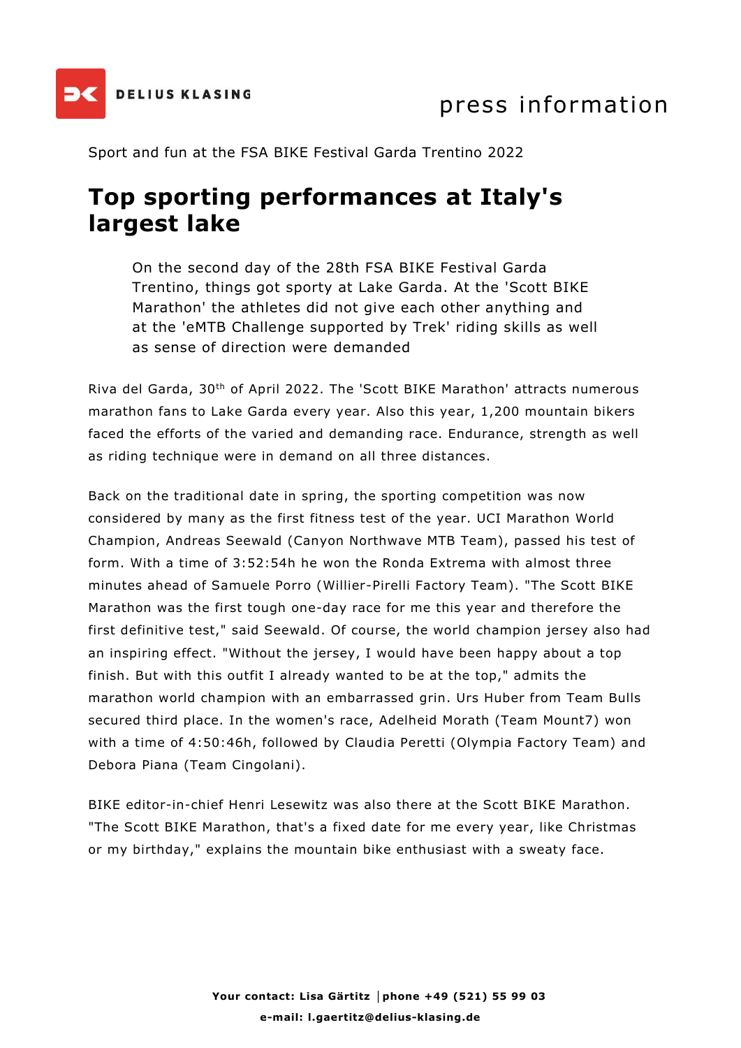DELIUS KLASING

press information

Sport and fun at the FSA BIKE Festival Garda Trentino 2022

# Top sporting performances at Italy's largest lake

On the second day of the 28th FSA BIKE Festival Garda Trentino, things got sporty at Lake Garda. At the 'Scott BIKE Marathon' the athletes did not give each other anything and at the 'eMTB Challenge supported by Trek' riding skills as well as sense of direction were demanded

Riva del Garda, 30th of April 2022. The 'Scott BIKE Marathon' attracts numerous marathon fans to Lake Garda every year. Also this year, 1,200 mountain bikers faced the efforts of the varied and demanding race. Endurance, strength as well as riding technique were in demand on all three distances.

Back on the traditional date in spring, the sporting competition was now considered by many as the first fitness test of the year. UCI Marathon World Champion, Andreas Seewald (Canyon Northwave MTB Team), passed his test of form. With a time of 3:52:54h he won the Ronda Extrema with almost three minutes ahead of Samuele Porro (Willier-Pirelli Factory Team). "The Scott BIKE Marathon was the first tough one-day race for me this year and therefore the first definitive test," said Seewald. Of course, the world champion jersey also had an inspiring effect. "Without the jersey, I would have been happy about a top finish. But with this outfit I already wanted to be at the top," admits the marathon world champion with an embarrassed grin. Urs Huber from Team Bulls secured third place. In the women's race, Adelheid Morath (Team Mount7) won with a time of 4:50:46h, followed by Claudia Peretti (Olympia Factory Team) and Debora Piana (Team Cingolani).

BIKE editor-in-chief Henri Lesewitz was also there at the Scott BIKE Marathon. "The Scott BIKE Marathon, that's a fixed date for me every year, like Christmas or my birthday," explains the mountain bike enthusiast with a sweaty face.

**Your contact: Lisa Gärtitz | phone +49 (521) 55 99 03**
**e-mail: l.gaertitz@delius-klasing.de**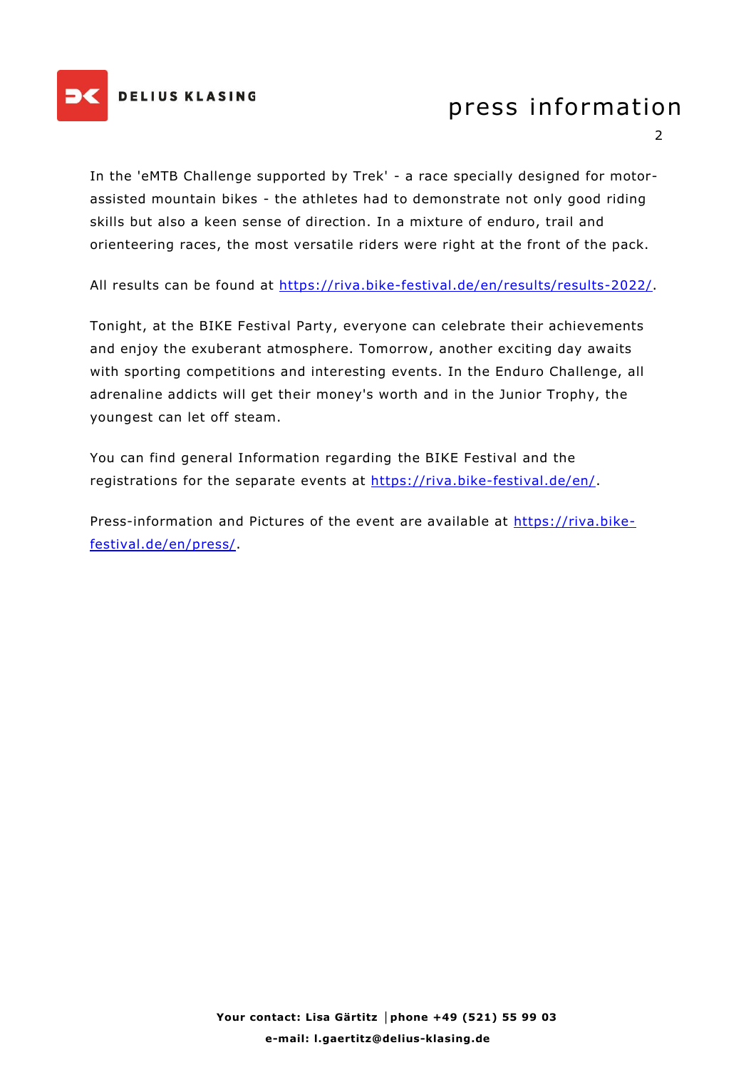In the 'eMTB Challenge supported by Trek' - a race specially designed for motor-assisted mountain bikes - the athletes had to demonstrate not only good riding skills but also a keen sense of direction. In a mixture of enduro, trail and orienteering races, the most versatile riders were right at the front of the pack.

All results can be found at https://riva.bike-festival.de/en/results/results-2022/.

Tonight, at the BIKE Festival Party, everyone can celebrate their achievements and enjoy the exuberant atmosphere. Tomorrow, another exciting day awaits with sporting competitions and interesting events. In the Enduro Challenge, all adrenaline addicts will get their money's worth and in the Junior Trophy, the youngest can let off steam.

You can find general Information regarding the BIKE Festival and the registrations for the separate events at https://riva.bike-festival.de/en/.

Press-information and Pictures of the event are available at https://riva.bike-festival.de/en/press/.

**Your contact: Lisa Gärtitz │phone +49 (521) 55 99 03**

**e-mail: l.gaertitz@delius-klasing.de**